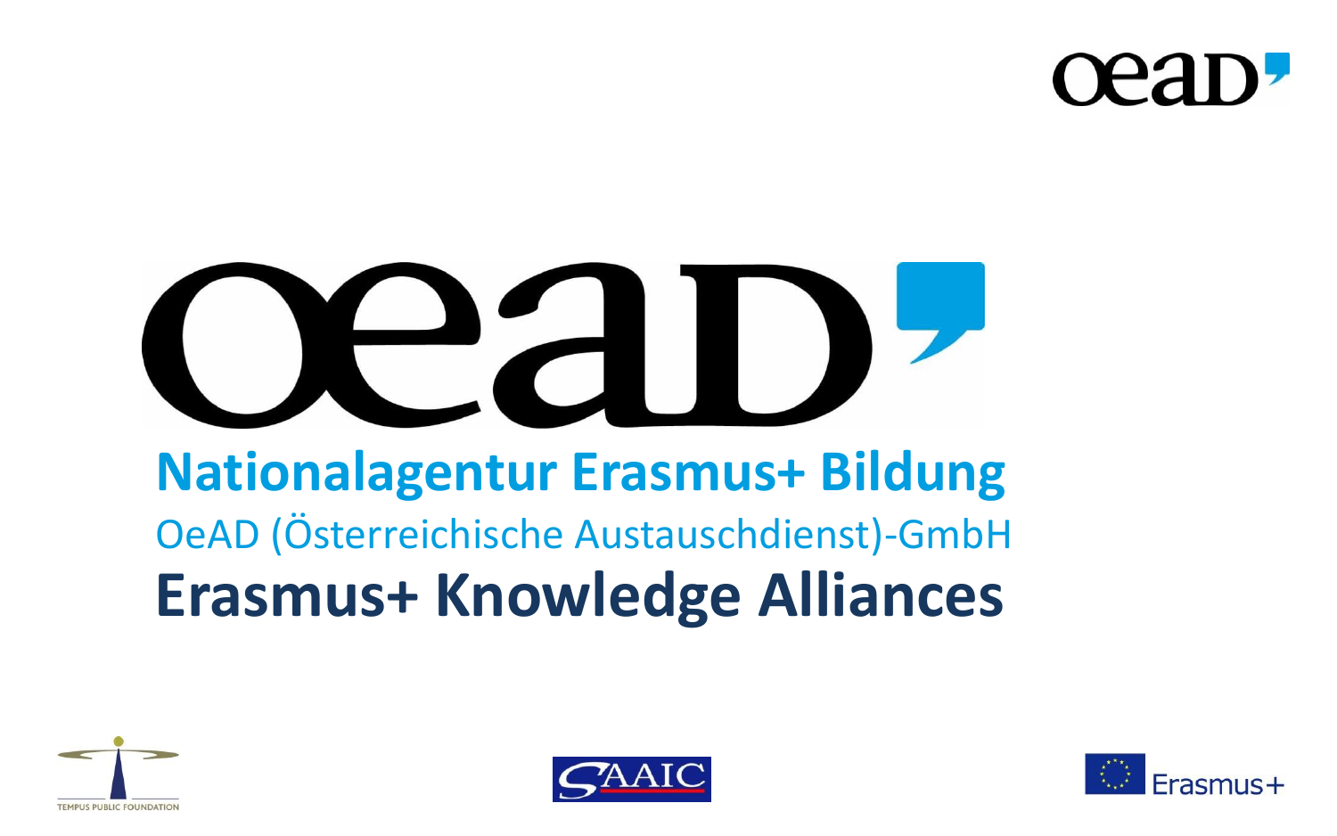# Nationalagentur Erasmus+ Bildung

OeAD (Österreichische Austauschdienst)-GmbH

# Erasmus+ Knowledge Alliances

TEMPUS PUBLIC FOUNDATION

SAAIC

Erasmus+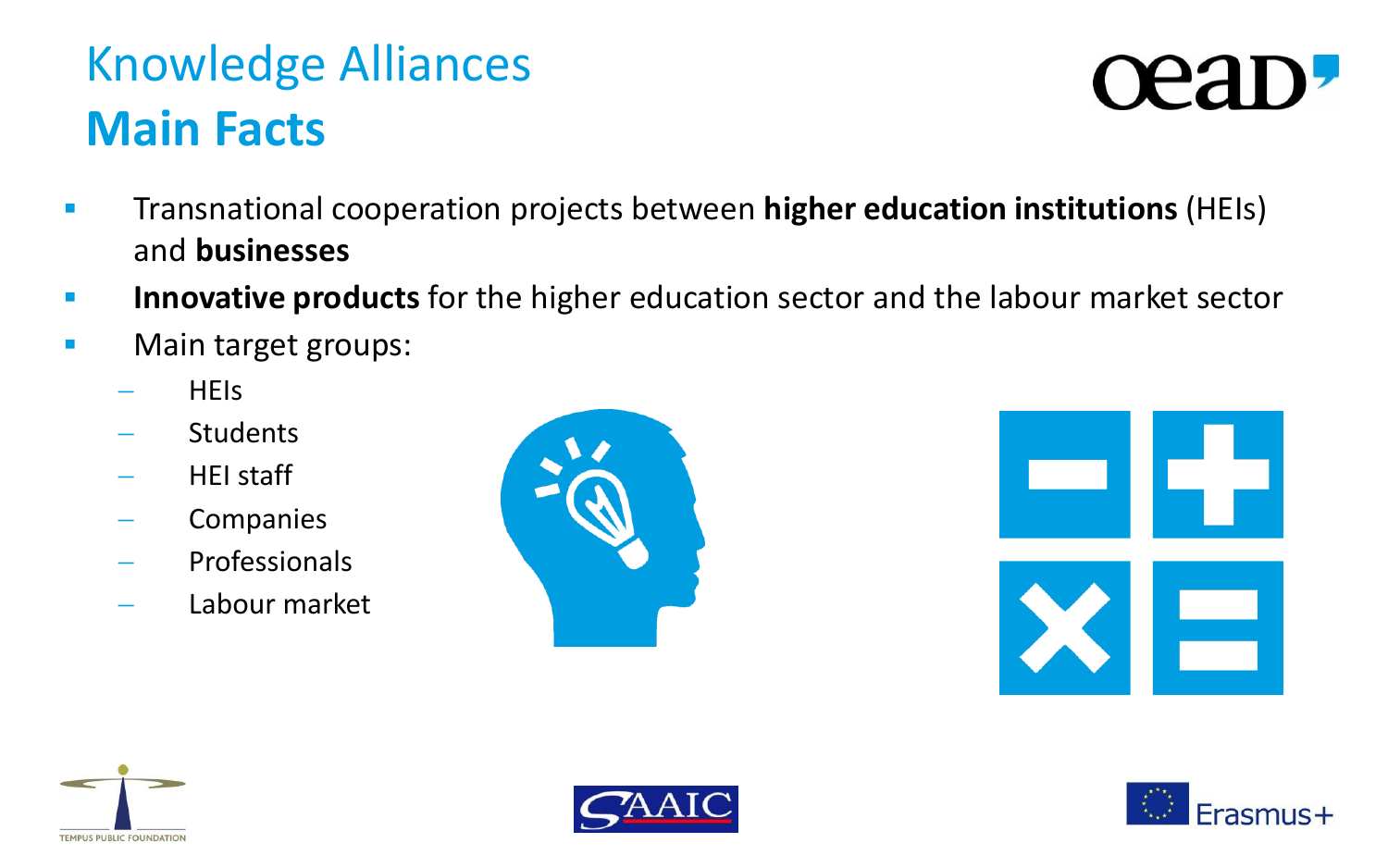# Knowledge Alliances
## Main Facts

- Transnational cooperation projects between **higher education institutions** (HEIs) and **businesses**
- **Innovative products** for the higher education sector and the labour market sector
- Main target groups:
  - HEIs
  - Students
  - HEI staff
  - Companies
  - Professionals
  - Labour market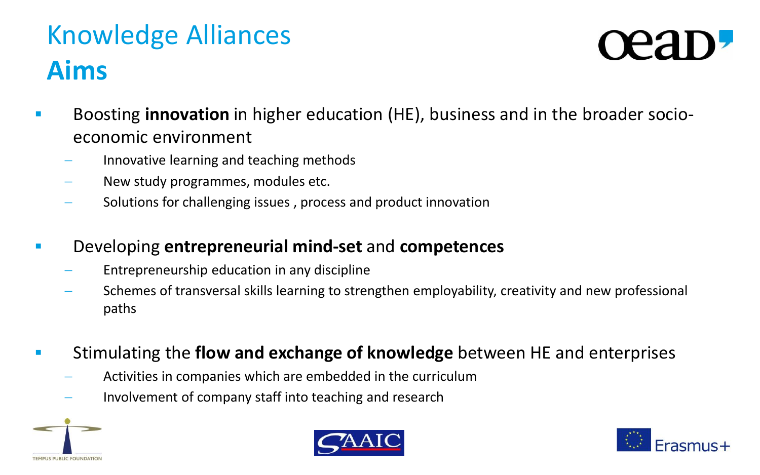# Knowledge Alliances
## Aims

- Boosting **innovation** in higher education (HE), business and in the broader socio-economic environment
  - Innovative learning and teaching methods
  - New study programmes, modules etc.
  - Solutions for challenging issues , process and product innovation

- Developing **entrepreneurial mind-set** and **competences**
  - Entrepreneurship education in any discipline
  - Schemes of transversal skills learning to strengthen employability, creativity and new professional paths

- Stimulating the **flow and exchange of knowledge** between HE and enterprises
  - Activities in companies which are embedded in the curriculum
  - Involvement of company staff into teaching and research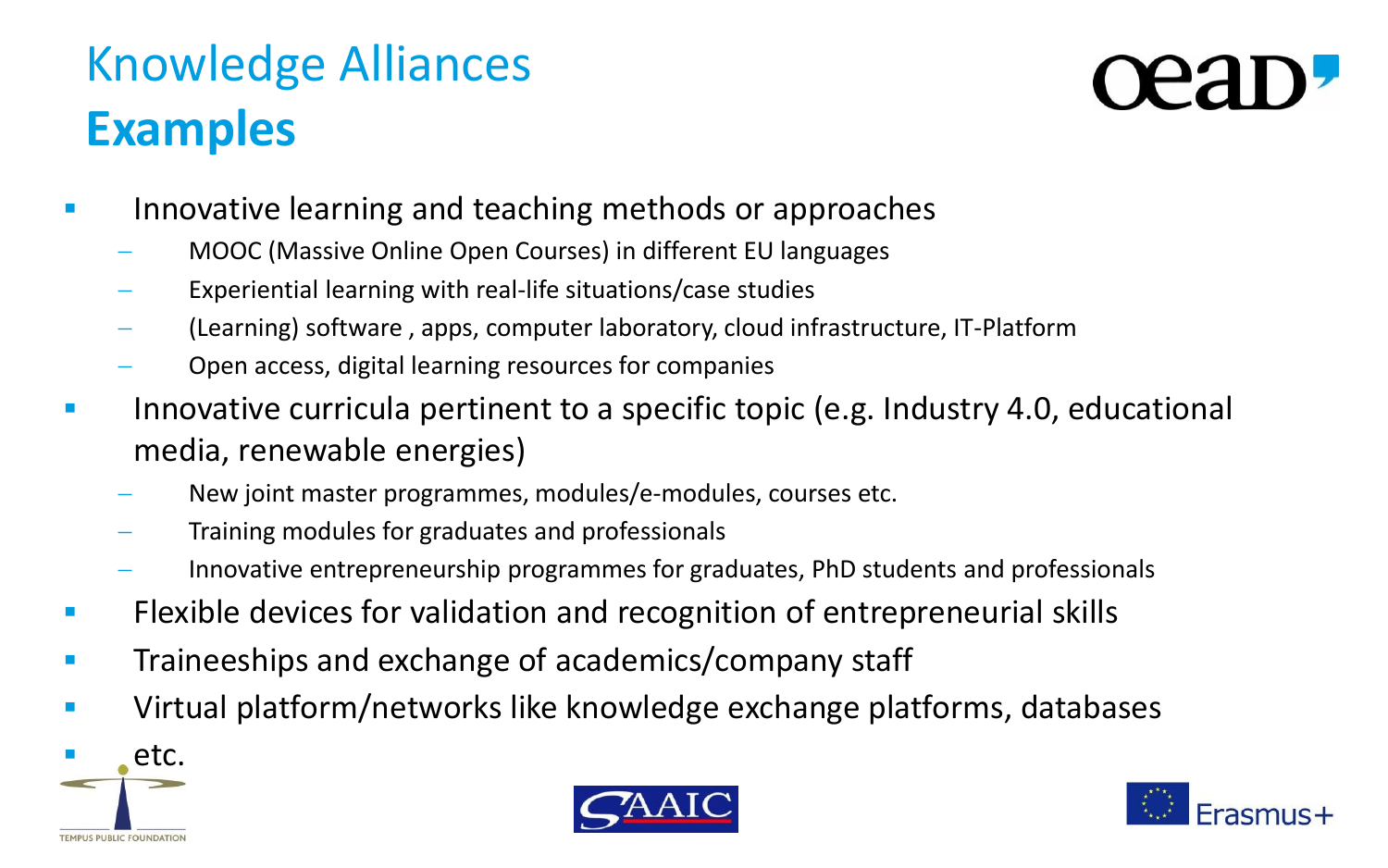# Knowledge Alliances
## **Examples**

- Innovative learning and teaching methods or approaches
  - MOOC (Massive Online Open Courses) in different EU languages
  - Experiential learning with real-life situations/case studies
  - (Learning) software , apps, computer laboratory, cloud infrastructure, IT-Platform
  - Open access, digital learning resources for companies
- Innovative curricula pertinent to a specific topic (e.g. Industry 4.0, educational media, renewable energies)
  - New joint master programmes, modules/e-modules, courses etc.
  - Training modules for graduates and professionals
  - Innovative entrepreneurship programmes for graduates, PhD students and professionals
- Flexible devices for validation and recognition of entrepreneurial skills
- Traineeships and exchange of academics/company staff
- Virtual platform/networks like knowledge exchange platforms, databases
- etc.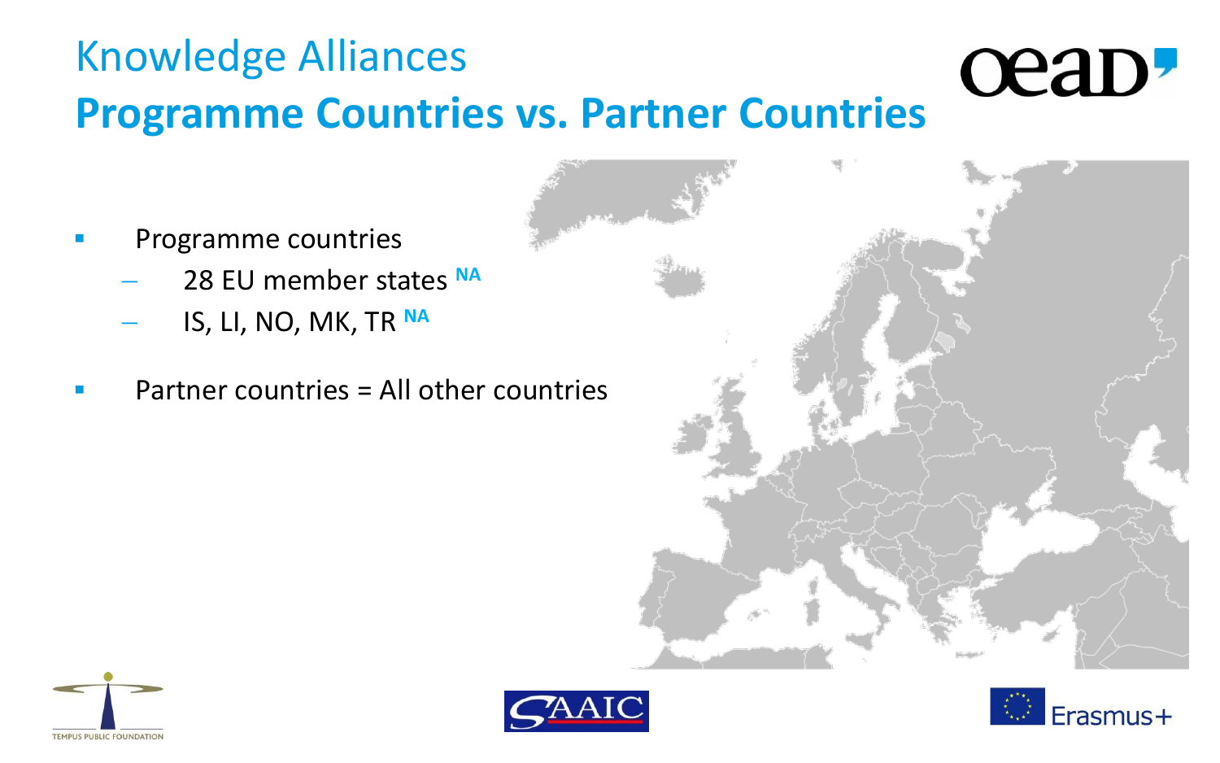# Knowledge Alliances

## Programme Countries vs. Partner Countries

- Programme countries
  - 28 EU member states NA
  - IS, LI, NO, MK, TR NA
- Partner countries = All other countries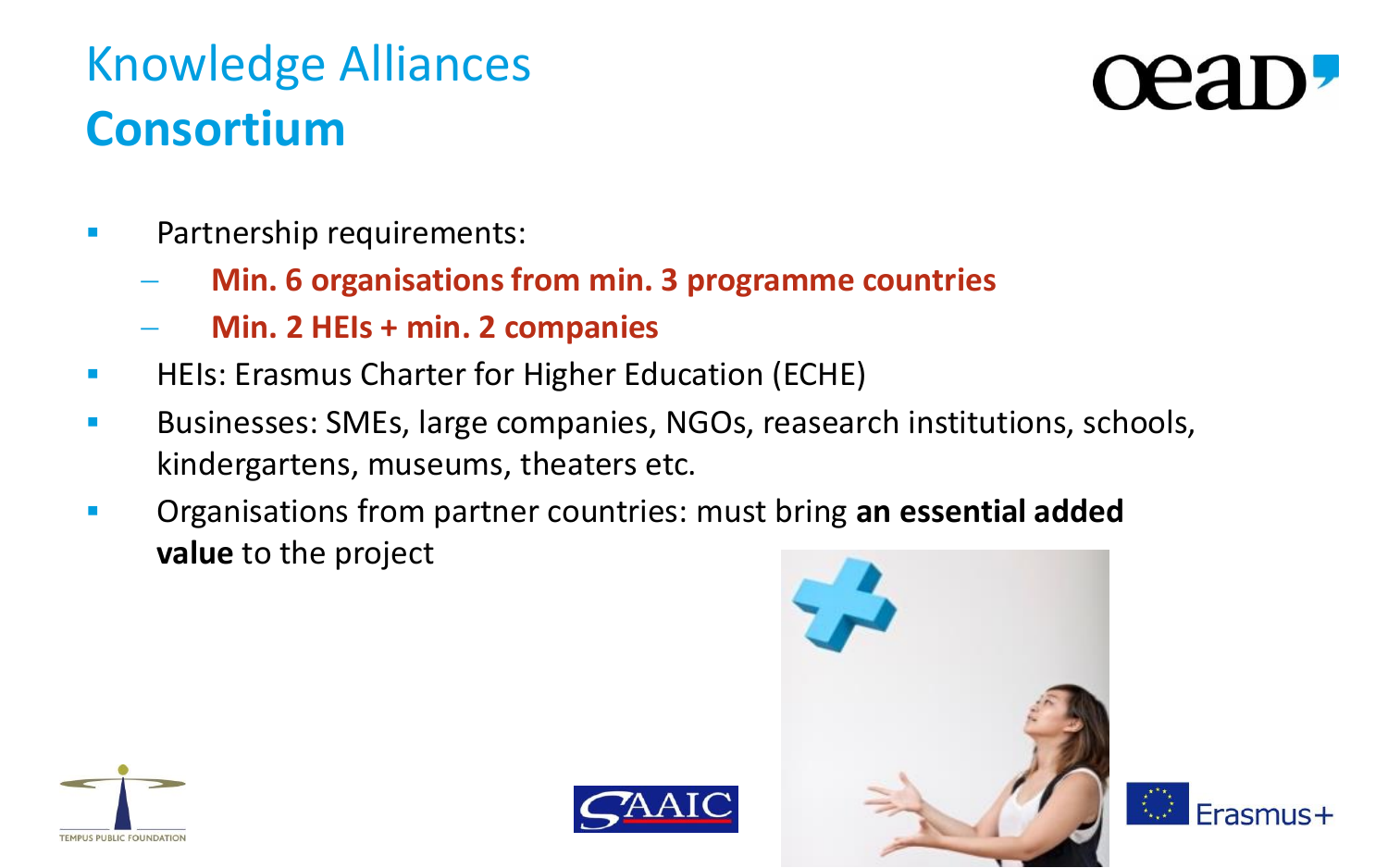# Knowledge Alliances
## Consortium

- Partnership requirements:
  - **Min. 6 organisations from min. 3 programme countries**
  - **Min. 2 HEIs + min. 2 companies**
- HEIs: Erasmus Charter for Higher Education (ECHE)
- Businesses: SMEs, large companies, NGOs, reasearch institutions, schools, kindergartens, museums, theaters etc.
- Organisations from partner countries: must bring **an essential added value** to the project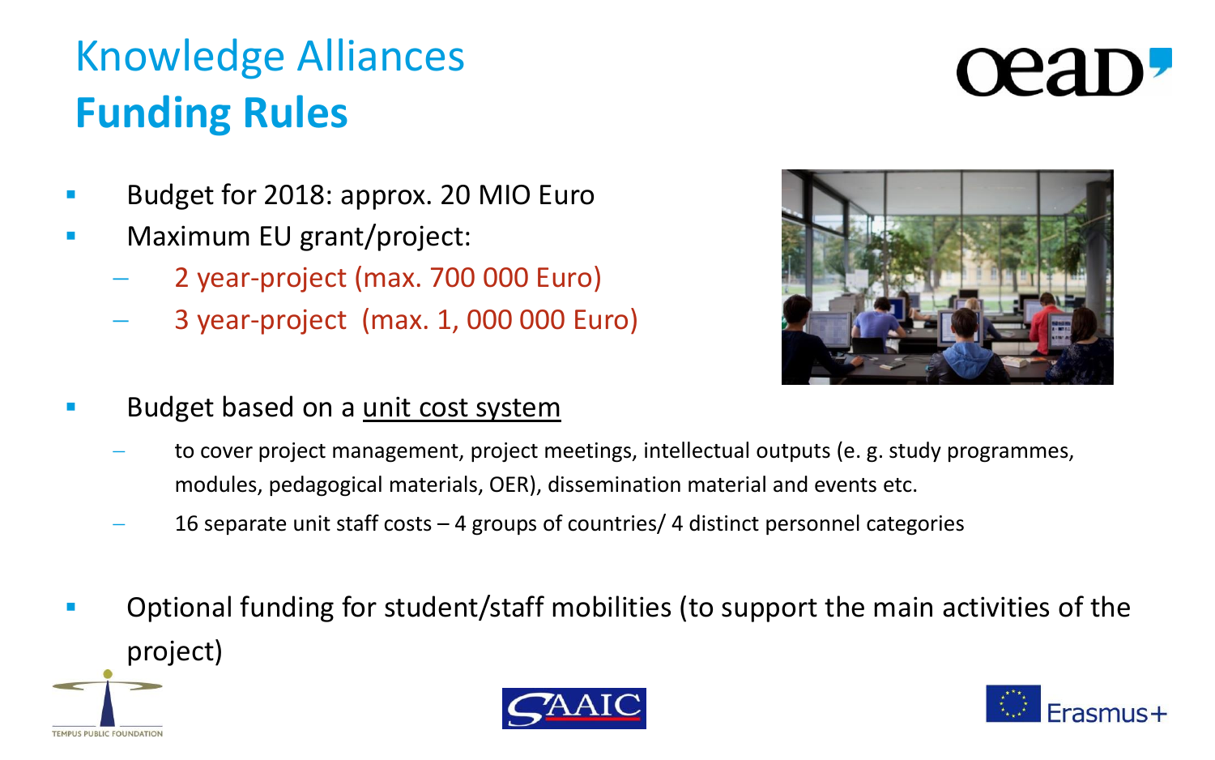# Knowledge Alliances
## Funding Rules

- Budget for 2018: approx. 20 MIO Euro
- Maximum EU grant/project:
  - 2 year-project (max. 700 000 Euro)
  - 3 year-project (max. 1, 000 000 Euro)
- Budget based on a unit cost system
  - to cover project management, project meetings, intellectual outputs (e. g. study programmes, modules, pedagogical materials, OER), dissemination material and events etc.
  - 16 separate unit staff costs – 4 groups of countries/ 4 distinct personnel categories
- Optional funding for student/staff mobilities (to support the main activities of the project)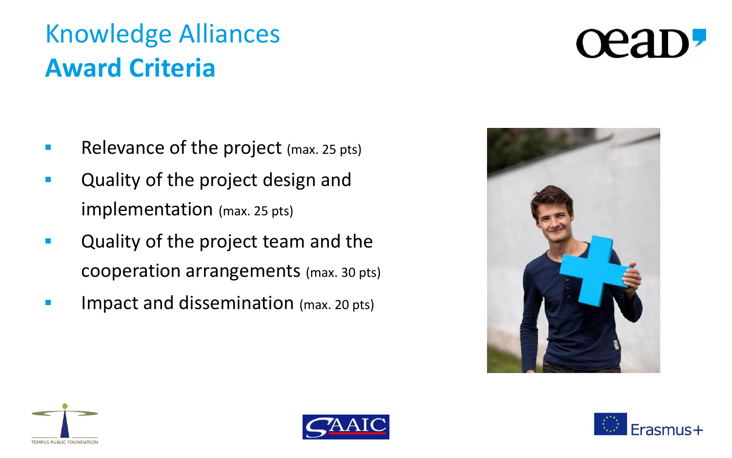# Knowledge Alliances
## Award Criteria

- Relevance of the project (max. 25 pts)
- Quality of the project design and implementation (max. 25 pts)
- Quality of the project team and the cooperation arrangements (max. 30 pts)
- Impact and dissemination (max. 20 pts)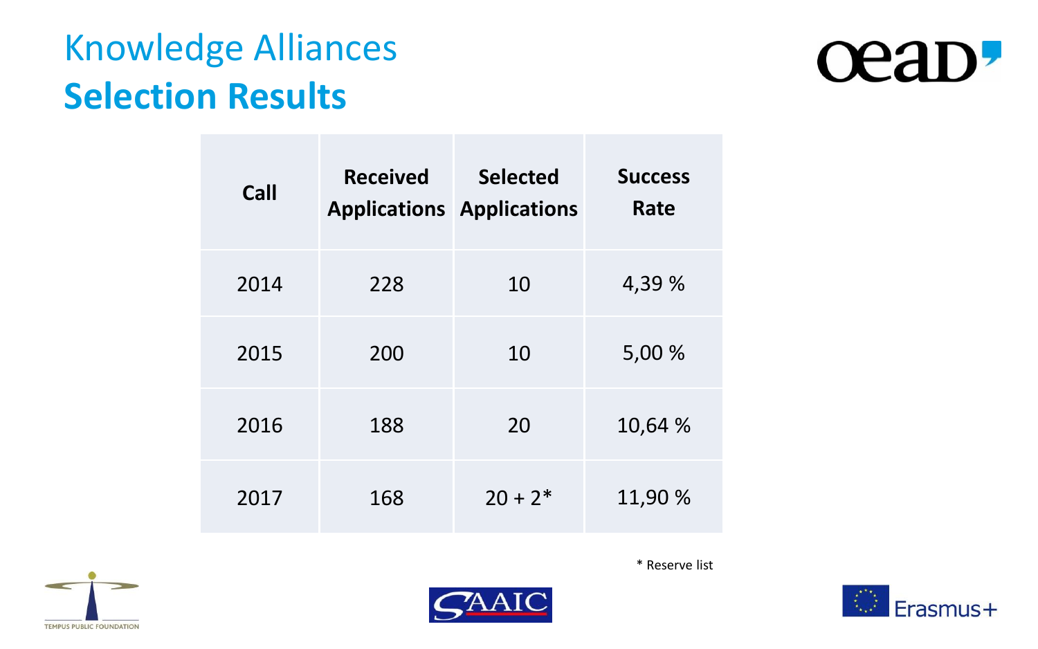# Knowledge Alliances
## Selection Results

| Call | Received Applications | Selected Applications | Success Rate |
|---|---|---|---|
| 2014 | 228 | 10 | 4,39 % |
| 2015 | 200 | 10 | 5,00 % |
| 2016 | 188 | 20 | 10,64 % |
| 2017 | 168 | 20 + 2* | 11,90 % |

* Reserve list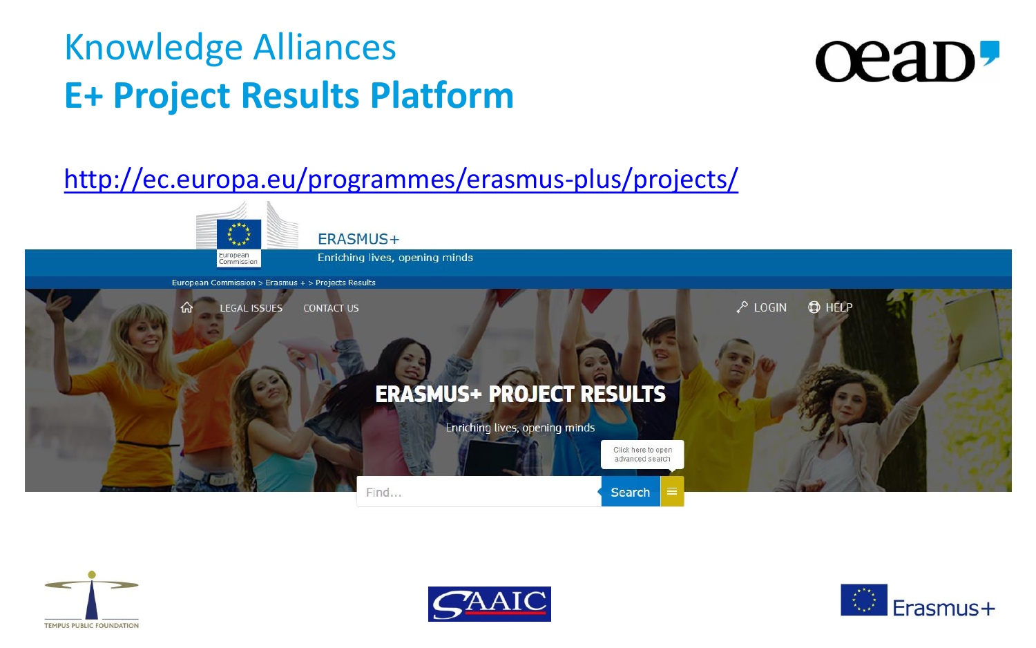# Knowledge Alliances
## E+ Project Results Platform

http://ec.europa.eu/programmes/erasmus-plus/projects/

ERASMUS+
Enriching lives, opening minds

European Commission > Erasmus + > Projects Results

LEGAL ISSUES CONTACT US LOGIN HELP

ERASMUS+ PROJECT RESULTS

Enriching lives, opening minds

Click here to open advanced search

Find... Search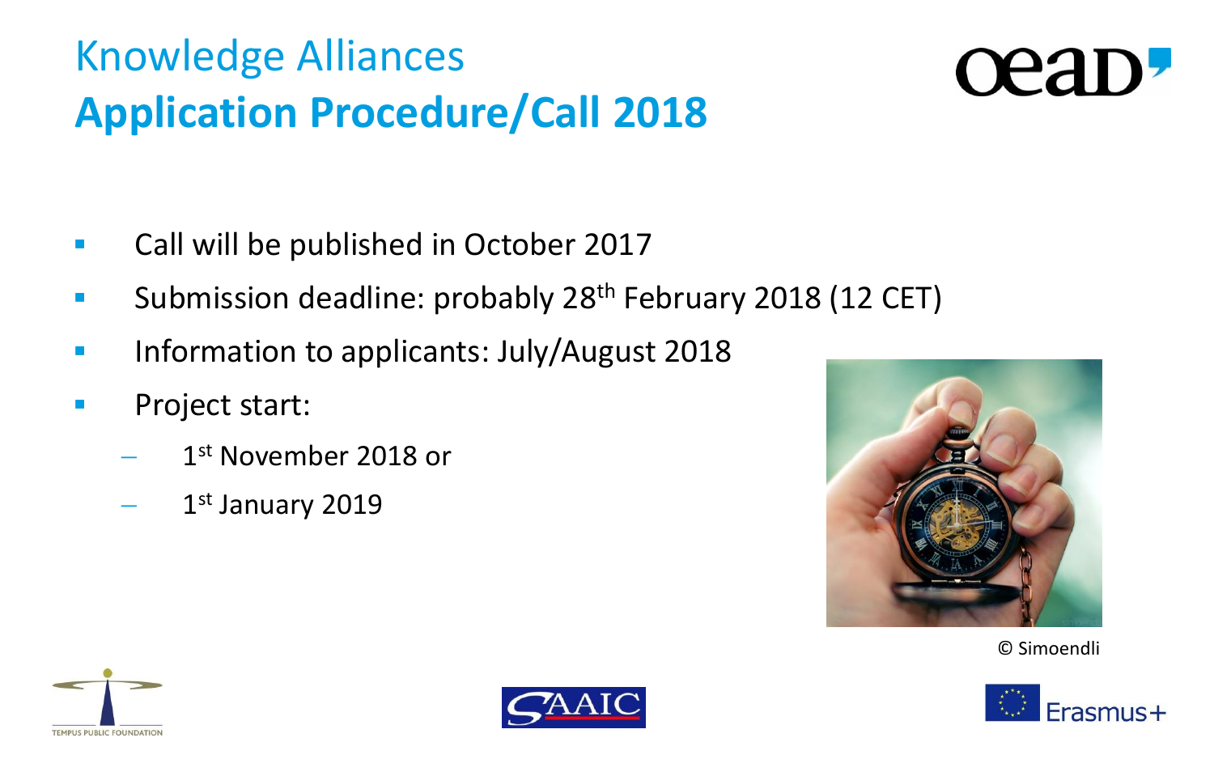# Knowledge Alliances

## Application Procedure/Call 2018

- Call will be published in October 2017
- Submission deadline: probably 28th February 2018 (12 CET)
- Information to applicants: July/August 2018
- Project start:
  - 1st November 2018 or
  - 1st January 2019

© Simoendli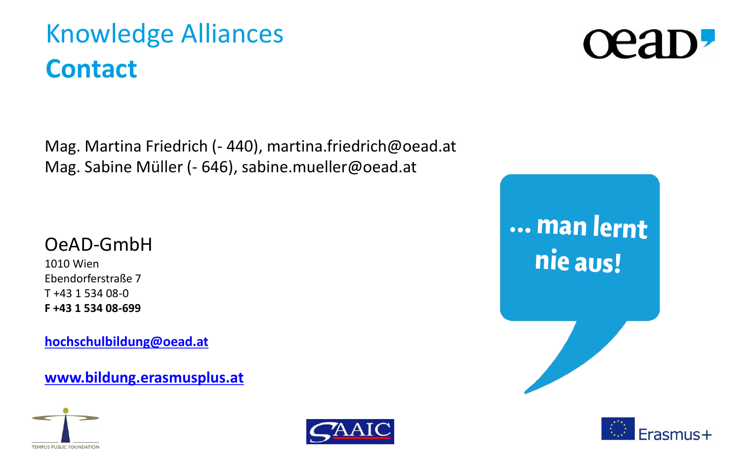# Knowledge Alliances
## **Contact**

Mag. Martina Friedrich (- 440), martina.friedrich@oead.at
Mag. Sabine Müller (- 646), sabine.mueller@oead.at

OeAD-GmbH
1010 Wien
Ebendorferstraße 7
T +43 1 534 08-0
**F +43 1 534 08-699**

**hochschulbildung@oead.at**

**www.bildung.erasmusplus.at**

... man lernt nie aus!